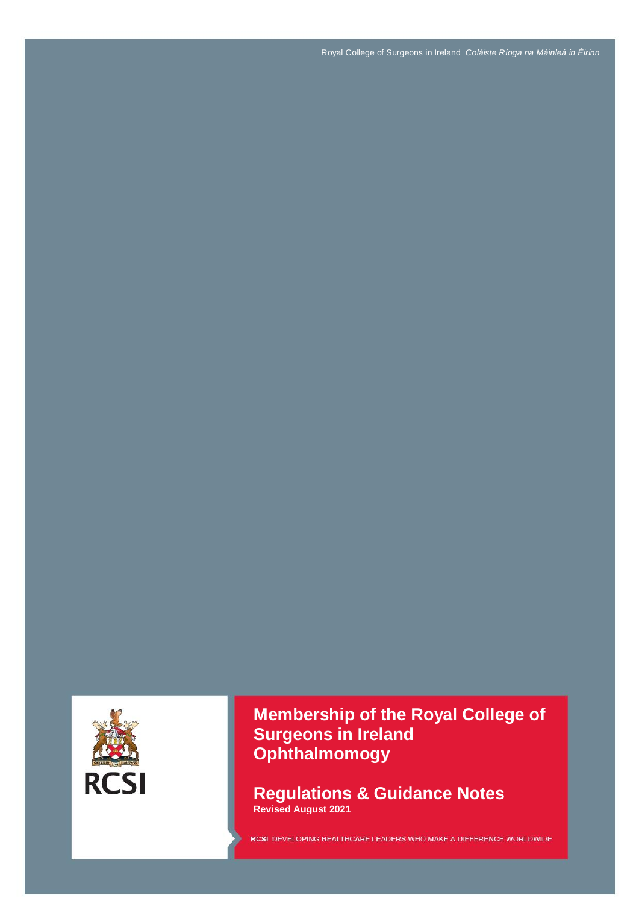Royal College of Surgeons in Ireland *Coláiste Ríoga na Máinleá in Éirinn*

# Membership of the Royal College of Surgeons in Ireland Ophthalmomogy

## Regulations & Guidance Notes

**Revised August 2021**

RCSI DEVELOPING HEALTHCARE LEADERS WHO MAKE A DIFFERENCE WORLDWIDE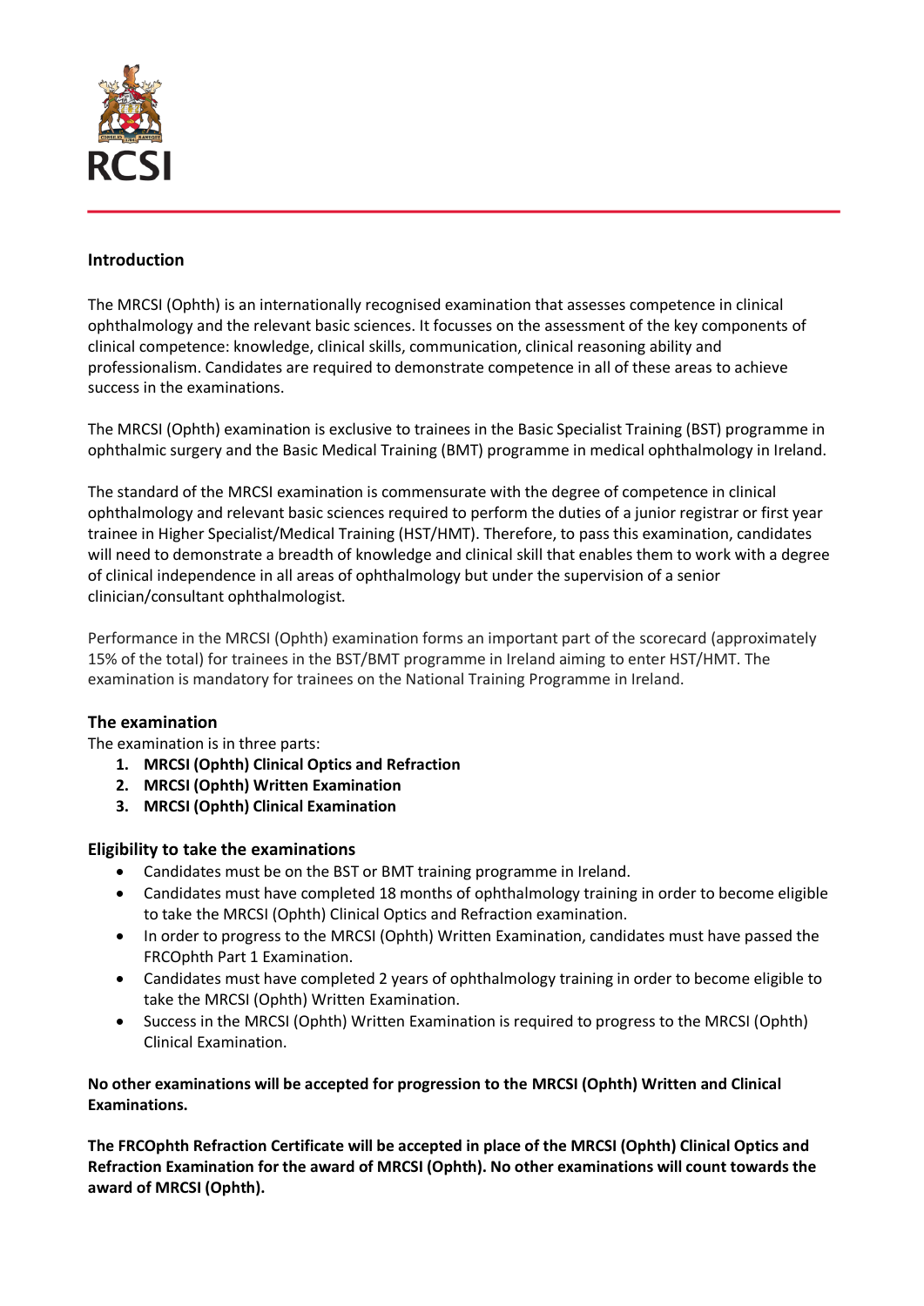## Introduction

The MRCSI (Ophth) is an internationally recognised examination that assesses competence in clinical ophthalmology and the relevant basic sciences. It focusses on the assessment of the key components of clinical competence: knowledge, clinical skills, communication, clinical reasoning ability and professionalism. Candidates are required to demonstrate competence in all of these areas to achieve success in the examinations.

The MRCSI (Ophth) examination is exclusive to trainees in the Basic Specialist Training (BST) programme in ophthalmic surgery and the Basic Medical Training (BMT) programme in medical ophthalmology in Ireland.

The standard of the MRCSI examination is commensurate with the degree of competence in clinical ophthalmology and relevant basic sciences required to perform the duties of a junior registrar or first year trainee in Higher Specialist/Medical Training (HST/HMT). Therefore, to pass this examination, candidates will need to demonstrate a breadth of knowledge and clinical skill that enables them to work with a degree of clinical independence in all areas of ophthalmology but under the supervision of a senior clinician/consultant ophthalmologist.

Performance in the MRCSI (Ophth) examination forms an important part of the scorecard (approximately 15% of the total) for trainees in the BST/BMT programme in Ireland aiming to enter HST/HMT. The examination is mandatory for trainees on the National Training Programme in Ireland.

## The examination

The examination is in three parts:

1. **MRCSI (Ophth) Clinical Optics and Refraction**
2. **MRCSI (Ophth) Written Examination**
3. **MRCSI (Ophth) Clinical Examination**

## Eligibility to take the examinations

- Candidates must be on the BST or BMT training programme in Ireland.
- Candidates must have completed 18 months of ophthalmology training in order to become eligible to take the MRCSI (Ophth) Clinical Optics and Refraction examination.
- In order to progress to the MRCSI (Ophth) Written Examination, candidates must have passed the FRCOphth Part 1 Examination.
- Candidates must have completed 2 years of ophthalmology training in order to become eligible to take the MRCSI (Ophth) Written Examination.
- Success in the MRCSI (Ophth) Written Examination is required to progress to the MRCSI (Ophth) Clinical Examination.

**No other examinations will be accepted for progression to the MRCSI (Ophth) Written and Clinical Examinations.**

**The FRCOphth Refraction Certificate will be accepted in place of the MRCSI (Ophth) Clinical Optics and Refraction Examination for the award of MRCSI (Ophth). No other examinations will count towards the award of MRCSI (Ophth).**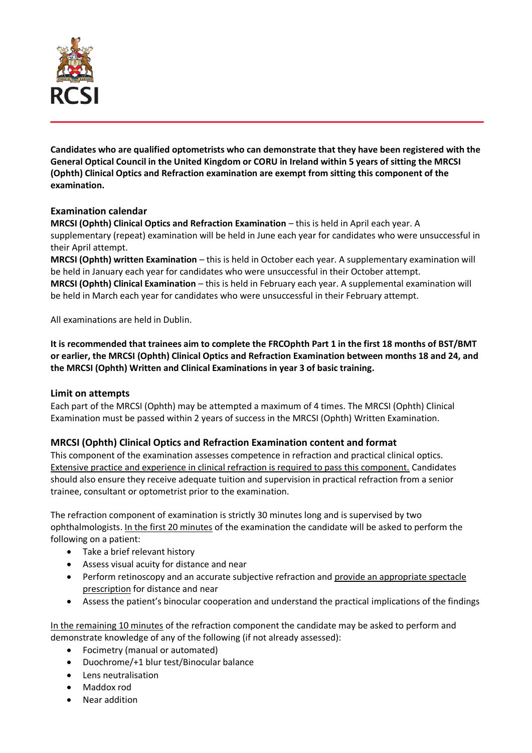**Candidates who are qualified optometrists who can demonstrate that they have been registered with the General Optical Council in the United Kingdom or CORU in Ireland within 5 years of sitting the MRCSI (Ophth) Clinical Optics and Refraction examination are exempt from sitting this component of the examination.**

### Examination calendar

**MRCSI (Ophth) Clinical Optics and Refraction Examination** – this is held in April each year. A supplementary (repeat) examination will be held in June each year for candidates who were unsuccessful in their April attempt.

**MRCSI (Ophth) written Examination** – this is held in October each year. A supplementary examination will be held in January each year for candidates who were unsuccessful in their October attempt.

**MRCSI (Ophth) Clinical Examination** – this is held in February each year. A supplemental examination will be held in March each year for candidates who were unsuccessful in their February attempt.

All examinations are held in Dublin.

**It is recommended that trainees aim to complete the FRCOphth Part 1 in the first 18 months of BST/BMT or earlier, the MRCSI (Ophth) Clinical Optics and Refraction Examination between months 18 and 24, and the MRCSI (Ophth) Written and Clinical Examinations in year 3 of basic training.**

### Limit on attempts

Each part of the MRCSI (Ophth) may be attempted a maximum of 4 times. The MRCSI (Ophth) Clinical Examination must be passed within 2 years of success in the MRCSI (Ophth) Written Examination.

### MRCSI (Ophth) Clinical Optics and Refraction Examination content and format

This component of the examination assesses competence in refraction and practical clinical optics. Extensive practice and experience in clinical refraction is required to pass this component. Candidates should also ensure they receive adequate tuition and supervision in practical refraction from a senior trainee, consultant or optometrist prior to the examination.

The refraction component of examination is strictly 30 minutes long and is supervised by two ophthalmologists. In the first 20 minutes of the examination the candidate will be asked to perform the following on a patient:

- Take a brief relevant history
- Assess visual acuity for distance and near
- Perform retinoscopy and an accurate subjective refraction and provide an appropriate spectacle prescription for distance and near
- Assess the patient's binocular cooperation and understand the practical implications of the findings

In the remaining 10 minutes of the refraction component the candidate may be asked to perform and demonstrate knowledge of any of the following (if not already assessed):

- Focimetry (manual or automated)
- Duochrome/+1 blur test/Binocular balance
- Lens neutralisation
- Maddox rod
- Near addition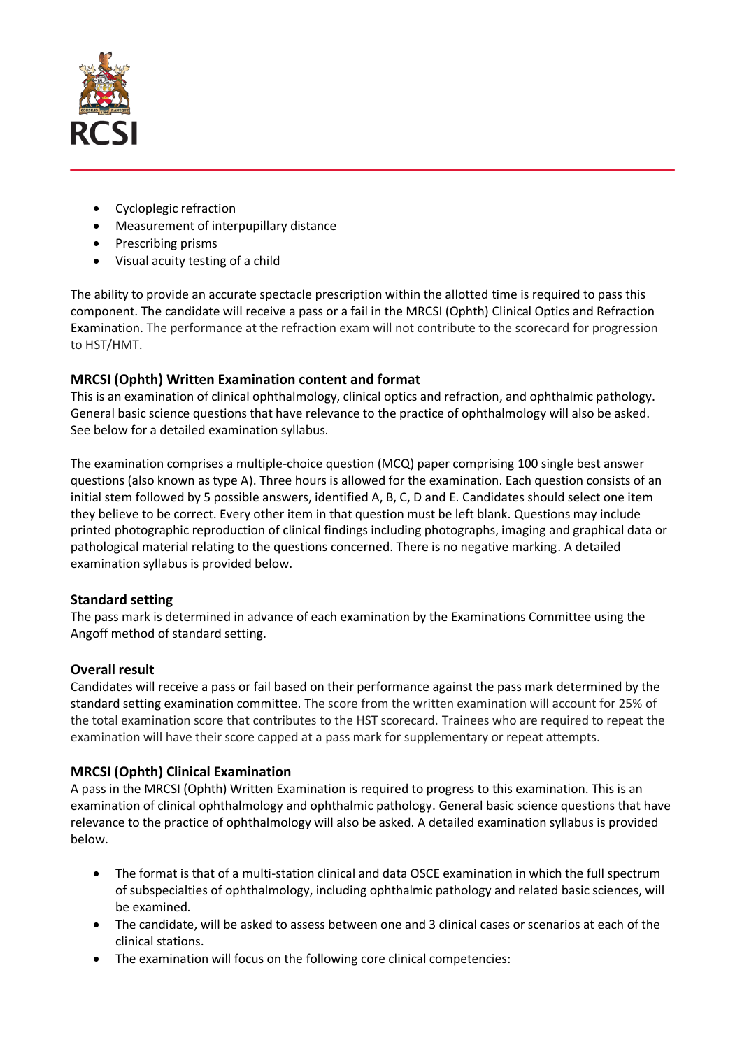- Cycloplegic refraction
- Measurement of interpupillary distance
- Prescribing prisms
- Visual acuity testing of a child

The ability to provide an accurate spectacle prescription within the allotted time is required to pass this component. The candidate will receive a pass or a fail in the MRCSI (Ophth) Clinical Optics and Refraction Examination. The performance at the refraction exam will not contribute to the scorecard for progression to HST/HMT.

### MRCSI (Ophth) Written Examination content and format

This is an examination of clinical ophthalmology, clinical optics and refraction, and ophthalmic pathology. General basic science questions that have relevance to the practice of ophthalmology will also be asked. See below for a detailed examination syllabus.

The examination comprises a multiple-choice question (MCQ) paper comprising 100 single best answer questions (also known as type A). Three hours is allowed for the examination. Each question consists of an initial stem followed by 5 possible answers, identified A, B, C, D and E. Candidates should select one item they believe to be correct. Every other item in that question must be left blank. Questions may include printed photographic reproduction of clinical findings including photographs, imaging and graphical data or pathological material relating to the questions concerned. There is no negative marking. A detailed examination syllabus is provided below.

### Standard setting

The pass mark is determined in advance of each examination by the Examinations Committee using the Angoff method of standard setting.

### Overall result

Candidates will receive a pass or fail based on their performance against the pass mark determined by the standard setting examination committee. The score from the written examination will account for 25% of the total examination score that contributes to the HST scorecard. Trainees who are required to repeat the examination will have their score capped at a pass mark for supplementary or repeat attempts.

### MRCSI (Ophth) Clinical Examination

A pass in the MRCSI (Ophth) Written Examination is required to progress to this examination. This is an examination of clinical ophthalmology and ophthalmic pathology. General basic science questions that have relevance to the practice of ophthalmology will also be asked. A detailed examination syllabus is provided below.

- The format is that of a multi-station clinical and data OSCE examination in which the full spectrum of subspecialties of ophthalmology, including ophthalmic pathology and related basic sciences, will be examined.
- The candidate, will be asked to assess between one and 3 clinical cases or scenarios at each of the clinical stations.
- The examination will focus on the following core clinical competencies: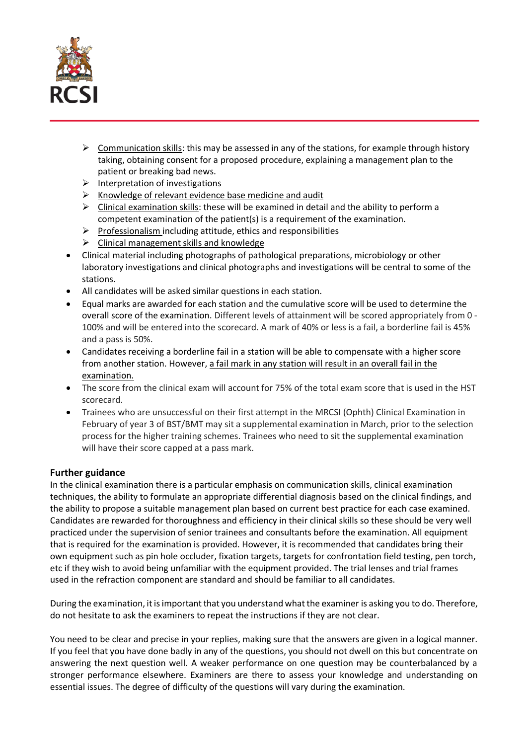- Communication skills: this may be assessed in any of the stations, for example through history taking, obtaining consent for a proposed procedure, explaining a management plan to the patient or breaking bad news.
  - Interpretation of investigations
  - Knowledge of relevant evidence base medicine and audit
  - Clinical examination skills: these will be examined in detail and the ability to perform a competent examination of the patient(s) is a requirement of the examination.
  - Professionalism including attitude, ethics and responsibilities
  - Clinical management skills and knowledge
- Clinical material including photographs of pathological preparations, microbiology or other laboratory investigations and clinical photographs and investigations will be central to some of the stations.
- All candidates will be asked similar questions in each station.
- Equal marks are awarded for each station and the cumulative score will be used to determine the overall score of the examination. Different levels of attainment will be scored appropriately from 0 - 100% and will be entered into the scorecard. A mark of 40% or less is a fail, a borderline fail is 45% and a pass is 50%.
- Candidates receiving a borderline fail in a station will be able to compensate with a higher score from another station. However, a fail mark in any station will result in an overall fail in the examination.
- The score from the clinical exam will account for 75% of the total exam score that is used in the HST scorecard.
- Trainees who are unsuccessful on their first attempt in the MRCSI (Ophth) Clinical Examination in February of year 3 of BST/BMT may sit a supplemental examination in March, prior to the selection process for the higher training schemes. Trainees who need to sit the supplemental examination will have their score capped at a pass mark.

## Further guidance

In the clinical examination there is a particular emphasis on communication skills, clinical examination techniques, the ability to formulate an appropriate differential diagnosis based on the clinical findings, and the ability to propose a suitable management plan based on current best practice for each case examined. Candidates are rewarded for thoroughness and efficiency in their clinical skills so these should be very well practiced under the supervision of senior trainees and consultants before the examination. All equipment that is required for the examination is provided. However, it is recommended that candidates bring their own equipment such as pin hole occluder, fixation targets, targets for confrontation field testing, pen torch, etc if they wish to avoid being unfamiliar with the equipment provided. The trial lenses and trial frames used in the refraction component are standard and should be familiar to all candidates.

During the examination, it is important that you understand what the examiner is asking you to do. Therefore, do not hesitate to ask the examiners to repeat the instructions if they are not clear.

You need to be clear and precise in your replies, making sure that the answers are given in a logical manner. If you feel that you have done badly in any of the questions, you should not dwell on this but concentrate on answering the next question well. A weaker performance on one question may be counterbalanced by a stronger performance elsewhere. Examiners are there to assess your knowledge and understanding on essential issues. The degree of difficulty of the questions will vary during the examination.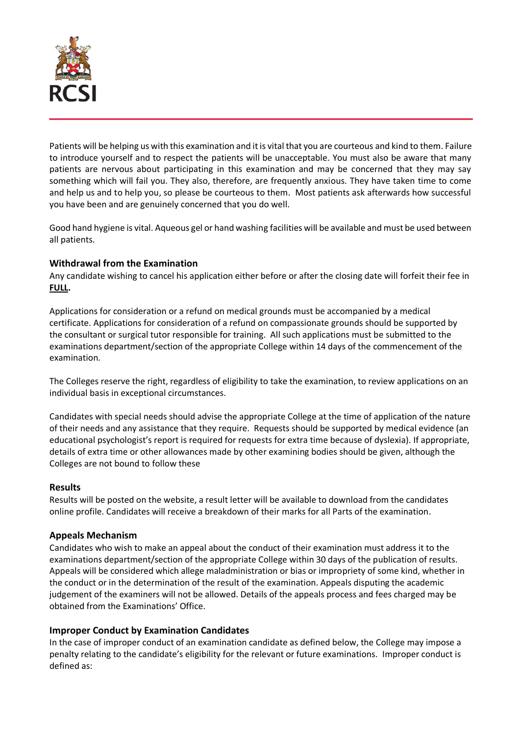Patients will be helping us with this examination and it is vital that you are courteous and kind to them. Failure to introduce yourself and to respect the patients will be unacceptable. You must also be aware that many patients are nervous about participating in this examination and may be concerned that they may say something which will fail you. They also, therefore, are frequently anxious. They have taken time to come and help us and to help you, so please be courteous to them. Most patients ask afterwards how successful you have been and are genuinely concerned that you do well.

Good hand hygiene is vital. Aqueous gel or hand washing facilities will be available and must be used between all patients.

### Withdrawal from the Examination

Any candidate wishing to cancel his application either before or after the closing date will forfeit their fee in **FULL**.

Applications for consideration or a refund on medical grounds must be accompanied by a medical certificate. Applications for consideration of a refund on compassionate grounds should be supported by the consultant or surgical tutor responsible for training. All such applications must be submitted to the examinations department/section of the appropriate College within 14 days of the commencement of the examination.

The Colleges reserve the right, regardless of eligibility to take the examination, to review applications on an individual basis in exceptional circumstances.

Candidates with special needs should advise the appropriate College at the time of application of the nature of their needs and any assistance that they require. Requests should be supported by medical evidence (an educational psychologist's report is required for requests for extra time because of dyslexia). If appropriate, details of extra time or other allowances made by other examining bodies should be given, although the Colleges are not bound to follow these

### Results

Results will be posted on the website, a result letter will be available to download from the candidates online profile. Candidates will receive a breakdown of their marks for all Parts of the examination.

### Appeals Mechanism

Candidates who wish to make an appeal about the conduct of their examination must address it to the examinations department/section of the appropriate College within 30 days of the publication of results. Appeals will be considered which allege maladministration or bias or impropriety of some kind, whether in the conduct or in the determination of the result of the examination. Appeals disputing the academic judgement of the examiners will not be allowed. Details of the appeals process and fees charged may be obtained from the Examinations' Office.

### Improper Conduct by Examination Candidates

In the case of improper conduct of an examination candidate as defined below, the College may impose a penalty relating to the candidate's eligibility for the relevant or future examinations. Improper conduct is defined as: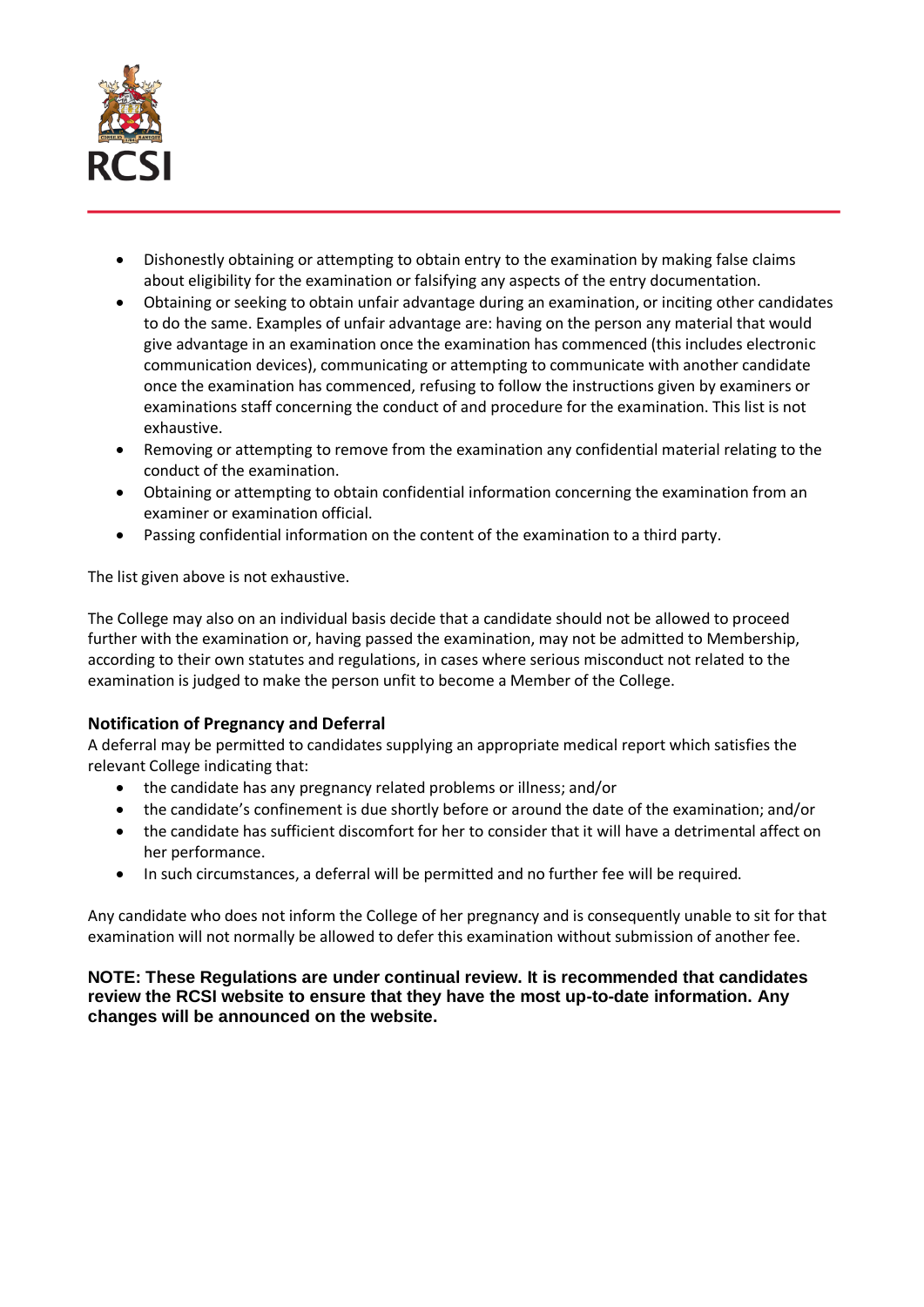- Dishonestly obtaining or attempting to obtain entry to the examination by making false claims about eligibility for the examination or falsifying any aspects of the entry documentation.
- Obtaining or seeking to obtain unfair advantage during an examination, or inciting other candidates to do the same. Examples of unfair advantage are: having on the person any material that would give advantage in an examination once the examination has commenced (this includes electronic communication devices), communicating or attempting to communicate with another candidate once the examination has commenced, refusing to follow the instructions given by examiners or examinations staff concerning the conduct of and procedure for the examination. This list is not exhaustive.
- Removing or attempting to remove from the examination any confidential material relating to the conduct of the examination.
- Obtaining or attempting to obtain confidential information concerning the examination from an examiner or examination official.
- Passing confidential information on the content of the examination to a third party.

The list given above is not exhaustive.

The College may also on an individual basis decide that a candidate should not be allowed to proceed further with the examination or, having passed the examination, may not be admitted to Membership, according to their own statutes and regulations, in cases where serious misconduct not related to the examination is judged to make the person unfit to become a Member of the College.

### Notification of Pregnancy and Deferral

A deferral may be permitted to candidates supplying an appropriate medical report which satisfies the relevant College indicating that:

- the candidate has any pregnancy related problems or illness; and/or
- the candidate's confinement is due shortly before or around the date of the examination; and/or
- the candidate has sufficient discomfort for her to consider that it will have a detrimental affect on her performance.
- In such circumstances, a deferral will be permitted and no further fee will be required.

Any candidate who does not inform the College of her pregnancy and is consequently unable to sit for that examination will not normally be allowed to defer this examination without submission of another fee.

**NOTE: These Regulations are under continual review. It is recommended that candidates review the RCSI website to ensure that they have the most up-to-date information. Any changes will be announced on the website.**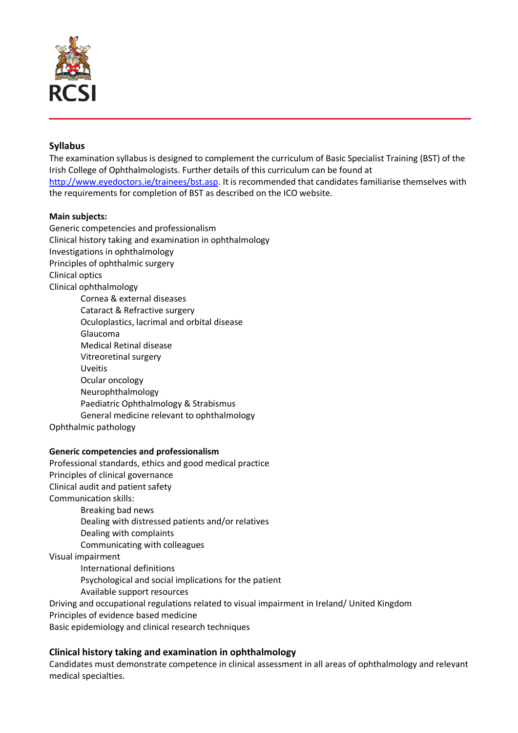## Syllabus

The examination syllabus is designed to complement the curriculum of Basic Specialist Training (BST) of the Irish College of Ophthalmologists. Further details of this curriculum can be found at [http://www.eyedoctors.ie/trainees/bst.asp](http://www.eyedoctors.ie/trainees/bst.asp). It is recommended that candidates familiarise themselves with the requirements for completion of BST as described on the ICO website.

**Main subjects:**

- Generic competencies and professionalism
- Clinical history taking and examination in ophthalmology
- Investigations in ophthalmology
- Principles of ophthalmic surgery
- Clinical optics
- Clinical ophthalmology
    - Cornea & external diseases
    - Cataract & Refractive surgery
    - Oculoplastics, lacrimal and orbital disease
    - Glaucoma
    - Medical Retinal disease
    - Vitreoretinal surgery
    - Uveitis
    - Ocular oncology
    - Neurophthalmology
    - Paediatric Ophthalmology & Strabismus
    - General medicine relevant to ophthalmology
- Ophthalmic pathology

**Generic competencies and professionalism**

- Professional standards, ethics and good medical practice
- Principles of clinical governance
- Clinical audit and patient safety
- Communication skills:
    - Breaking bad news
    - Dealing with distressed patients and/or relatives
    - Dealing with complaints
    - Communicating with colleagues
- Visual impairment
    - International definitions
    - Psychological and social implications for the patient
    - Available support resources
- Driving and occupational regulations related to visual impairment in Ireland/ United Kingdom
- Principles of evidence based medicine
- Basic epidemiology and clinical research techniques

### Clinical history taking and examination in ophthalmology

Candidates must demonstrate competence in clinical assessment in all areas of ophthalmology and relevant medical specialties.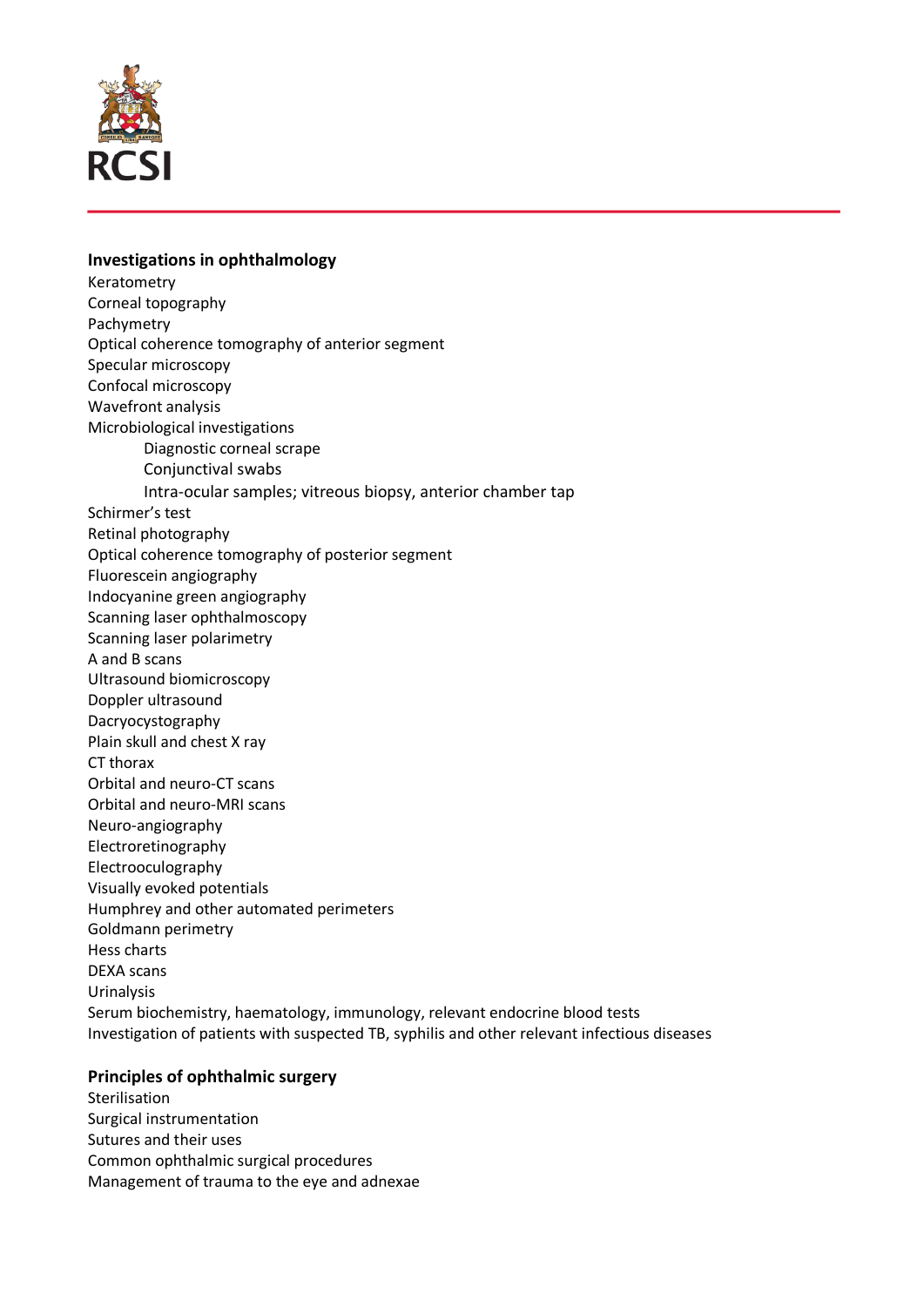## Investigations in ophthalmology

Keratometry
Corneal topography
Pachymetry
Optical coherence tomography of anterior segment
Specular microscopy
Confocal microscopy
Wavefront analysis
Microbiological investigations
- Diagnostic corneal scrape
- Conjunctival swabs
- Intra-ocular samples; vitreous biopsy, anterior chamber tap

Schirmer's test
Retinal photography
Optical coherence tomography of posterior segment
Fluorescein angiography
Indocyanine green angiography
Scanning laser ophthalmoscopy
Scanning laser polarimetry
A and B scans
Ultrasound biomicroscopy
Doppler ultrasound
Dacryocystography
Plain skull and chest X ray
CT thorax
Orbital and neuro-CT scans
Orbital and neuro-MRI scans
Neuro-angiography
Electroretinography
Electrooculography
Visually evoked potentials
Humphrey and other automated perimeters
Goldmann perimetry
Hess charts
DEXA scans
Urinalysis
Serum biochemistry, haematology, immunology, relevant endocrine blood tests
Investigation of patients with suspected TB, syphilis and other relevant infectious diseases

## Principles of ophthalmic surgery

Sterilisation
Surgical instrumentation
Sutures and their uses
Common ophthalmic surgical procedures
Management of trauma to the eye and adnexae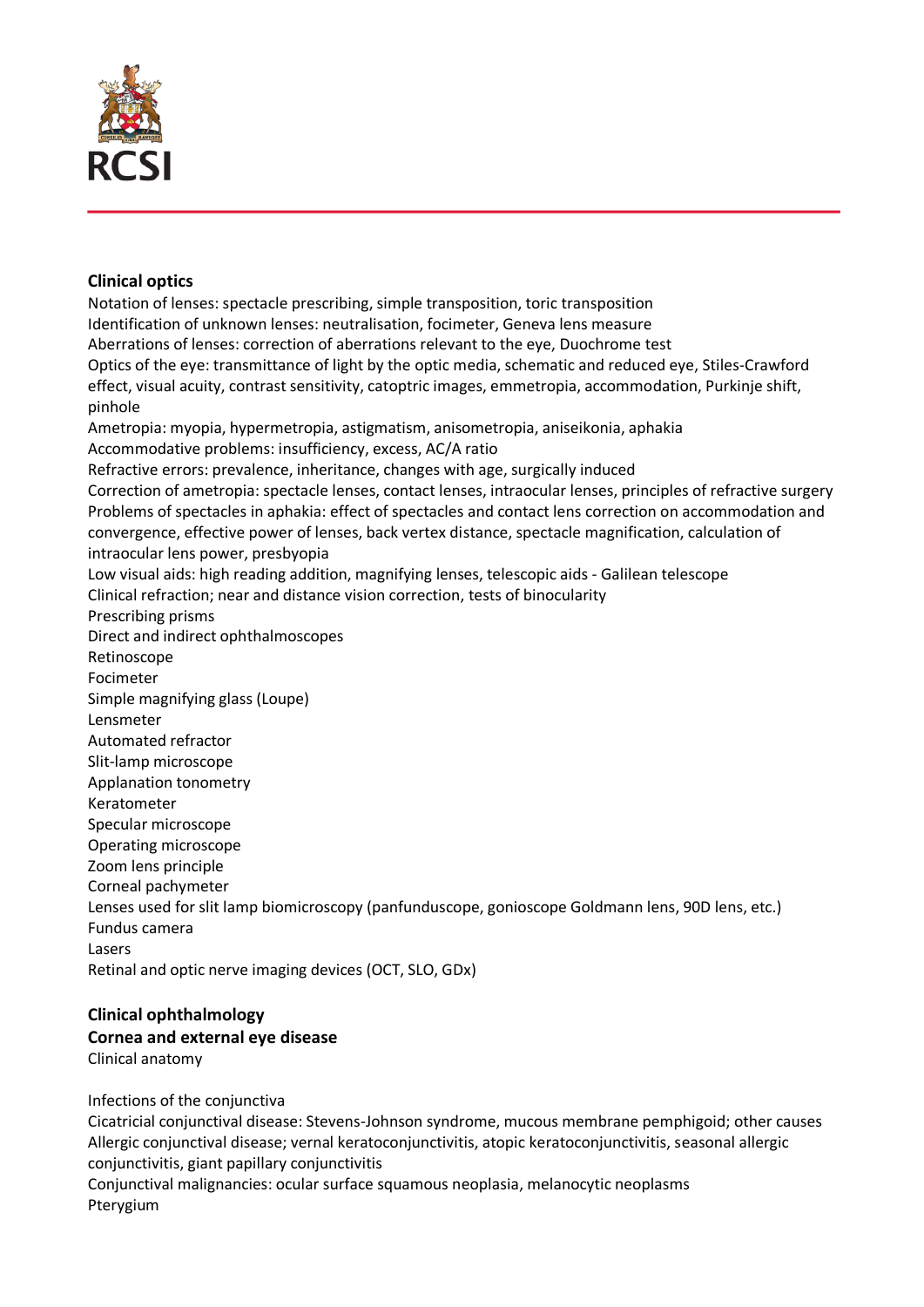**Clinical optics**

Notation of lenses: spectacle prescribing, simple transposition, toric transposition
Identification of unknown lenses: neutralisation, focimeter, Geneva lens measure
Aberrations of lenses: correction of aberrations relevant to the eye, Duochrome test
Optics of the eye: transmittance of light by the optic media, schematic and reduced eye, Stiles-Crawford effect, visual acuity, contrast sensitivity, catoptric images, emmetropia, accommodation, Purkinje shift, pinhole
Ametropia: myopia, hypermetropia, astigmatism, anisometropia, aniseikonia, aphakia
Accommodative problems: insufficiency, excess, AC/A ratio
Refractive errors: prevalence, inheritance, changes with age, surgically induced
Correction of ametropia: spectacle lenses, contact lenses, intraocular lenses, principles of refractive surgery
Problems of spectacles in aphakia: effect of spectacles and contact lens correction on accommodation and convergence, effective power of lenses, back vertex distance, spectacle magnification, calculation of intraocular lens power, presbyopia
Low visual aids: high reading addition, magnifying lenses, telescopic aids - Galilean telescope
Clinical refraction; near and distance vision correction, tests of binocularity
Prescribing prisms
Direct and indirect ophthalmoscopes
Retinoscope
Focimeter
Simple magnifying glass (Loupe)
Lensmeter
Automated refractor
Slit-lamp microscope
Applanation tonometry
Keratometer
Specular microscope
Operating microscope
Zoom lens principle
Corneal pachymeter
Lenses used for slit lamp biomicroscopy (panfunduscope, gonioscope Goldmann lens, 90D lens, etc.)
Fundus camera
Lasers
Retinal and optic nerve imaging devices (OCT, SLO, GDx)

**Clinical ophthalmology**

**Cornea and external eye disease**

Clinical anatomy

Infections of the conjunctiva
Cicatricial conjunctival disease: Stevens-Johnson syndrome, mucous membrane pemphigoid; other causes
Allergic conjunctival disease; vernal keratoconjunctivitis, atopic keratoconjunctivitis, seasonal allergic conjunctivitis, giant papillary conjunctivitis
Conjunctival malignancies: ocular surface squamous neoplasia, melanocytic neoplasms
Pterygium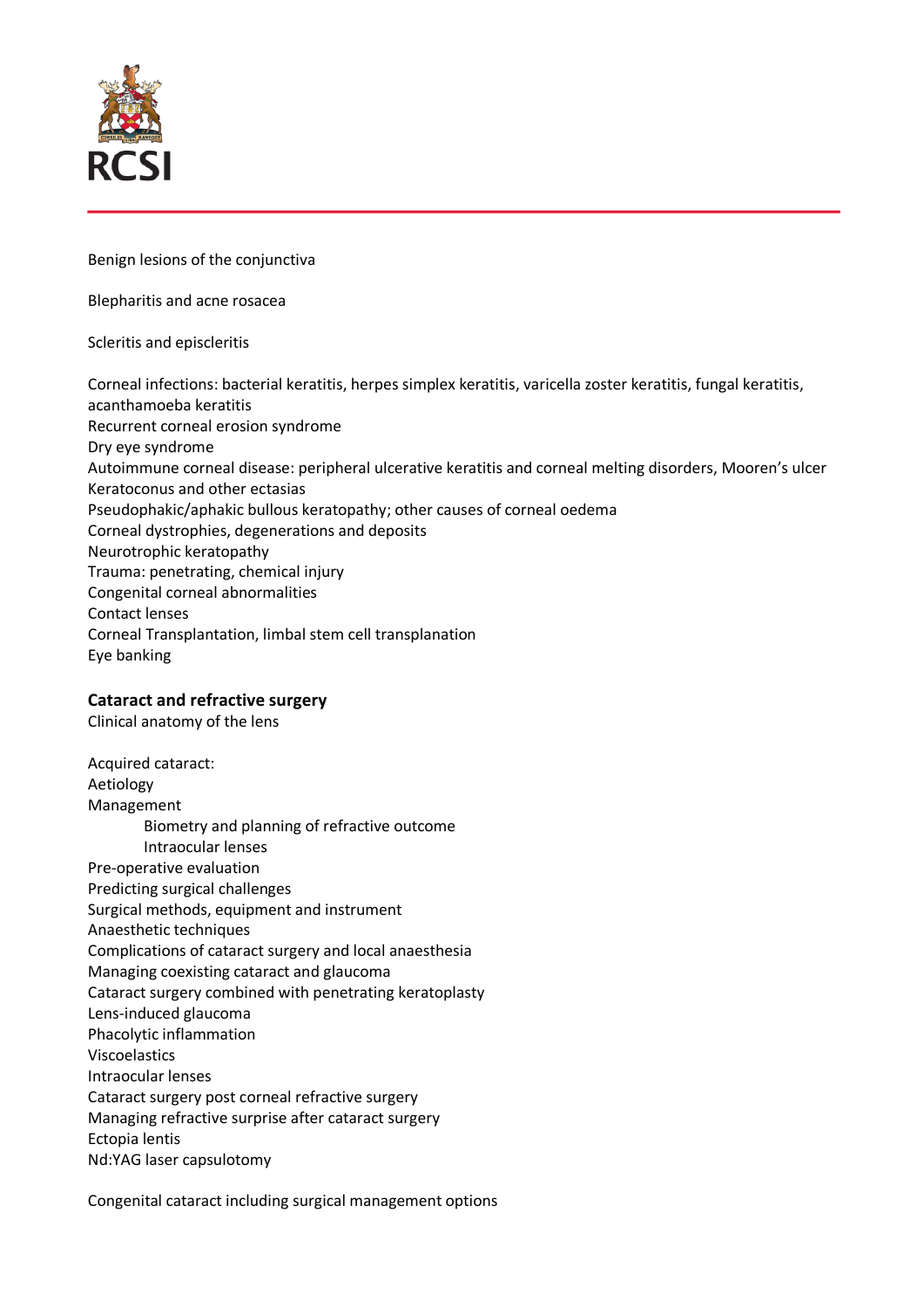Benign lesions of the conjunctiva

Blepharitis and acne rosacea

Scleritis and episcleritis

Corneal infections: bacterial keratitis, herpes simplex keratitis, varicella zoster keratitis, fungal keratitis, acanthamoeba keratitis
Recurrent corneal erosion syndrome
Dry eye syndrome
Autoimmune corneal disease: peripheral ulcerative keratitis and corneal melting disorders, Mooren's ulcer
Keratoconus and other ectasias
Pseudophakic/aphakic bullous keratopathy; other causes of corneal oedema
Corneal dystrophies, degenerations and deposits
Neurotrophic keratopathy
Trauma: penetrating, chemical injury
Congenital corneal abnormalities
Contact lenses
Corneal Transplantation, limbal stem cell transplanation
Eye banking

**Cataract and refractive surgery**
Clinical anatomy of the lens

Acquired cataract:
Aetiology
Management
    Biometry and planning of refractive outcome
    Intraocular lenses
Pre-operative evaluation
Predicting surgical challenges
Surgical methods, equipment and instrument
Anaesthetic techniques
Complications of cataract surgery and local anaesthesia
Managing coexisting cataract and glaucoma
Cataract surgery combined with penetrating keratoplasty
Lens-induced glaucoma
Phacolytic inflammation
Viscoelastics
Intraocular lenses
Cataract surgery post corneal refractive surgery
Managing refractive surprise after cataract surgery
Ectopia lentis
Nd:YAG laser capsulotomy

Congenital cataract including surgical management options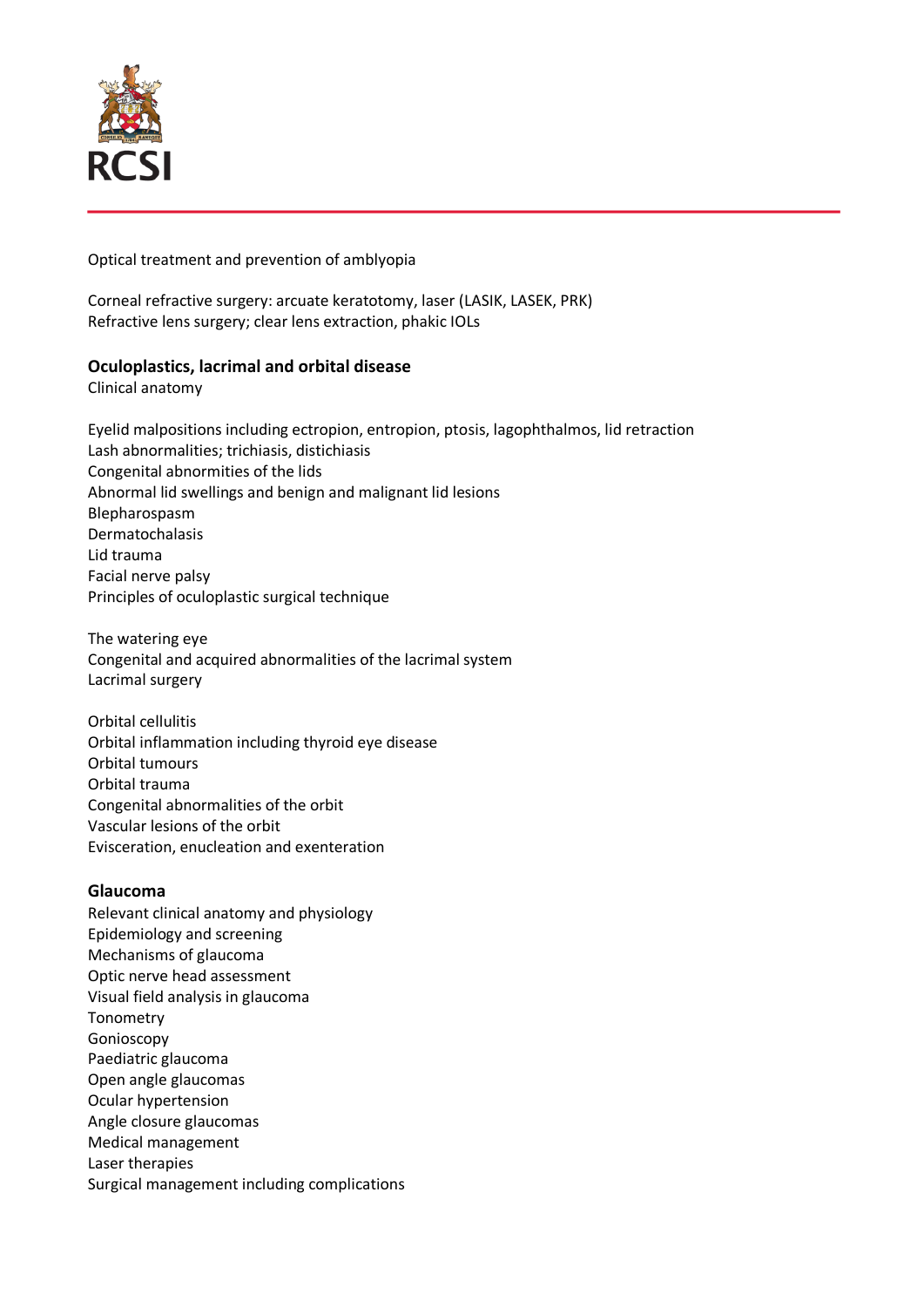Optical treatment and prevention of amblyopia

Corneal refractive surgery: arcuate keratotomy, laser (LASIK, LASEK, PRK)
Refractive lens surgery; clear lens extraction, phakic IOLs

**Oculoplastics, lacrimal and orbital disease**
Clinical anatomy

Eyelid malpositions including ectropion, entropion, ptosis, lagophthalmos, lid retraction
Lash abnormalities; trichiasis, distichiasis
Congenital abnormities of the lids
Abnormal lid swellings and benign and malignant lid lesions
Blepharospasm
Dermatochalasis
Lid trauma
Facial nerve palsy
Principles of oculoplastic surgical technique

The watering eye
Congenital and acquired abnormalities of the lacrimal system
Lacrimal surgery

Orbital cellulitis
Orbital inflammation including thyroid eye disease
Orbital tumours
Orbital trauma
Congenital abnormalities of the orbit
Vascular lesions of the orbit
Evisceration, enucleation and exenteration

**Glaucoma**
Relevant clinical anatomy and physiology
Epidemiology and screening
Mechanisms of glaucoma
Optic nerve head assessment
Visual field analysis in glaucoma
Tonometry
Gonioscopy
Paediatric glaucoma
Open angle glaucomas
Ocular hypertension
Angle closure glaucomas
Medical management
Laser therapies
Surgical management including complications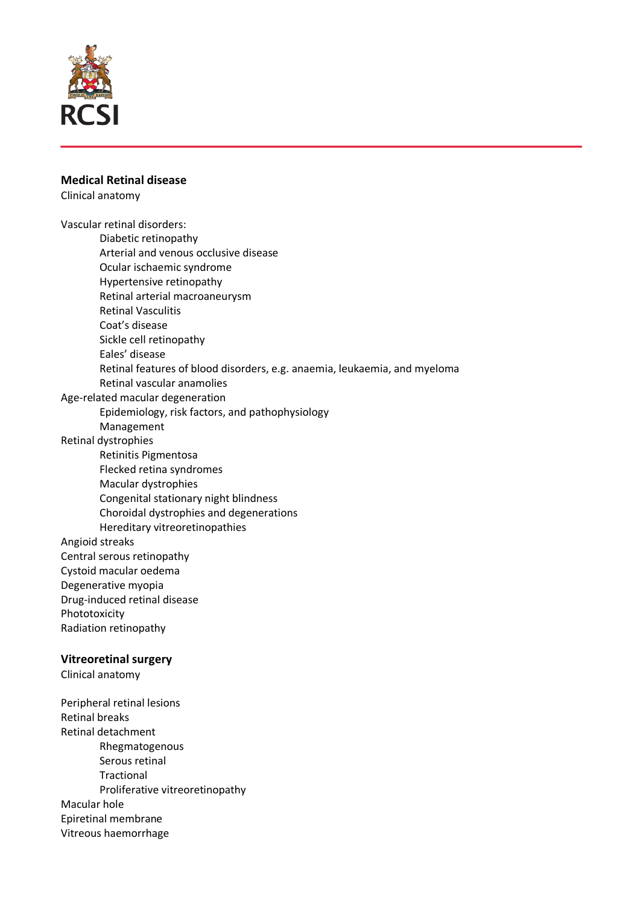## Medical Retinal disease

Clinical anatomy

Vascular retinal disorders:

- Diabetic retinopathy
- Arterial and venous occlusive disease
- Ocular ischaemic syndrome
- Hypertensive retinopathy
- Retinal arterial macroaneurysm
- Retinal Vasculitis
- Coat's disease
- Sickle cell retinopathy
- Eales' disease
- Retinal features of blood disorders, e.g. anaemia, leukaemia, and myeloma
- Retinal vascular anamolies

Age-related macular degeneration

- Epidemiology, risk factors, and pathophysiology
- Management

Retinal dystrophies

- Retinitis Pigmentosa
- Flecked retina syndromes
- Macular dystrophies
- Congenital stationary night blindness
- Choroidal dystrophies and degenerations
- Hereditary vitreoretinopathies

Angioid streaks

Central serous retinopathy

Cystoid macular oedema

Degenerative myopia

Drug-induced retinal disease

Phototoxicity

Radiation retinopathy

## Vitreoretinal surgery

Clinical anatomy

Peripheral retinal lesions

Retinal breaks

Retinal detachment

- Rhegmatogenous
- Serous retinal
- Tractional
- Proliferative vitreoretinopathy

Macular hole

Epiretinal membrane

Vitreous haemorrhage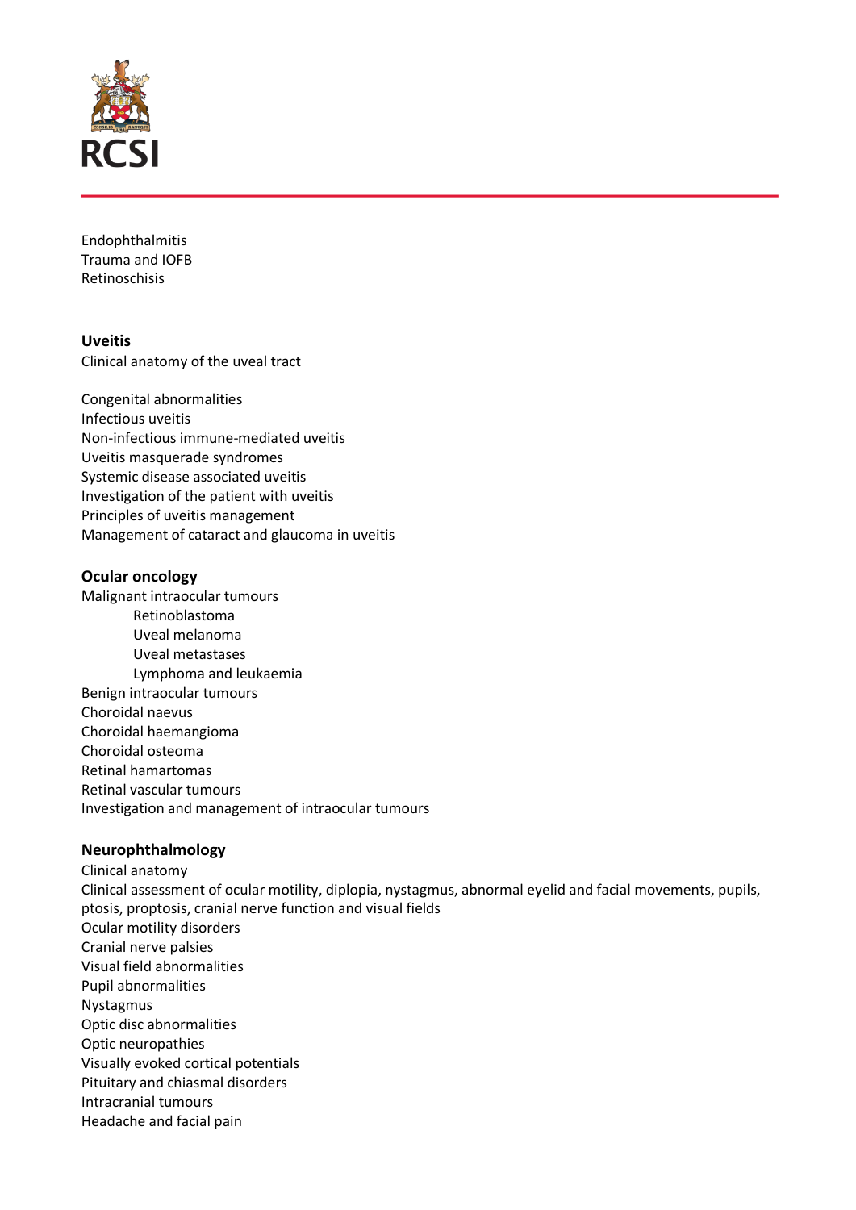Endophthalmitis
Trauma and IOFB
Retinoschisis

**Uveitis**
Clinical anatomy of the uveal tract

Congenital abnormalities
Infectious uveitis
Non-infectious immune-mediated uveitis
Uveitis masquerade syndromes
Systemic disease associated uveitis
Investigation of the patient with uveitis
Principles of uveitis management
Management of cataract and glaucoma in uveitis

**Ocular oncology**
Malignant intraocular tumours
- Retinoblastoma
- Uveal melanoma
- Uveal metastases
- Lymphoma and leukaemia

Benign intraocular tumours
Choroidal naevus
Choroidal haemangioma
Choroidal osteoma
Retinal hamartomas
Retinal vascular tumours
Investigation and management of intraocular tumours

**Neurophthalmology**
Clinical anatomy
Clinical assessment of ocular motility, diplopia, nystagmus, abnormal eyelid and facial movements, pupils, ptosis, proptosis, cranial nerve function and visual fields
Ocular motility disorders
Cranial nerve palsies
Visual field abnormalities
Pupil abnormalities
Nystagmus
Optic disc abnormalities
Optic neuropathies
Visually evoked cortical potentials
Pituitary and chiasmal disorders
Intracranial tumours
Headache and facial pain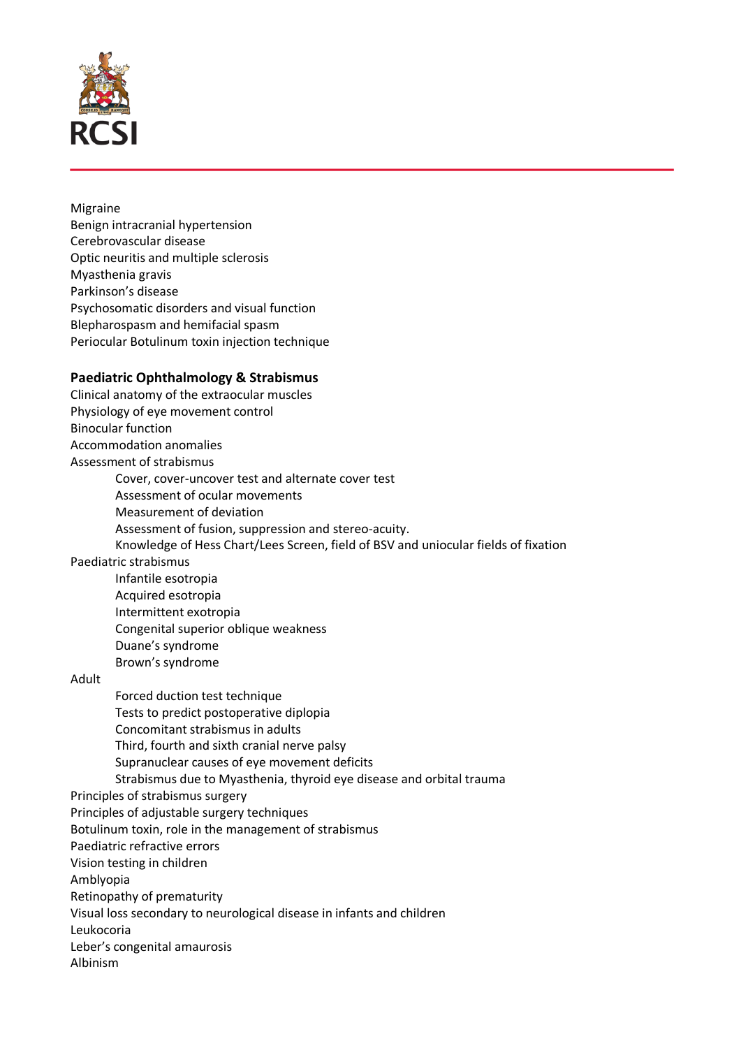Migraine
Benign intracranial hypertension
Cerebrovascular disease
Optic neuritis and multiple sclerosis
Myasthenia gravis
Parkinson's disease
Psychosomatic disorders and visual function
Blepharospasm and hemifacial spasm
Periocular Botulinum toxin injection technique

**Paediatric Ophthalmology & Strabismus**

Clinical anatomy of the extraocular muscles
Physiology of eye movement control
Binocular function
Accommodation anomalies
Assessment of strabismus

- Cover, cover-uncover test and alternate cover test
- Assessment of ocular movements
- Measurement of deviation
- Assessment of fusion, suppression and stereo-acuity.
- Knowledge of Hess Chart/Lees Screen, field of BSV and uniocular fields of fixation

Paediatric strabismus

- Infantile esotropia
- Acquired esotropia
- Intermittent exotropia
- Congenital superior oblique weakness
- Duane's syndrome
- Brown's syndrome

Adult

- Forced duction test technique
- Tests to predict postoperative diplopia
- Concomitant strabismus in adults
- Third, fourth and sixth cranial nerve palsy
- Supranuclear causes of eye movement deficits
- Strabismus due to Myasthenia, thyroid eye disease and orbital trauma

Principles of strabismus surgery
Principles of adjustable surgery techniques
Botulinum toxin, role in the management of strabismus
Paediatric refractive errors
Vision testing in children
Amblyopia
Retinopathy of prematurity
Visual loss secondary to neurological disease in infants and children
Leukocoria
Leber's congenital amaurosis
Albinism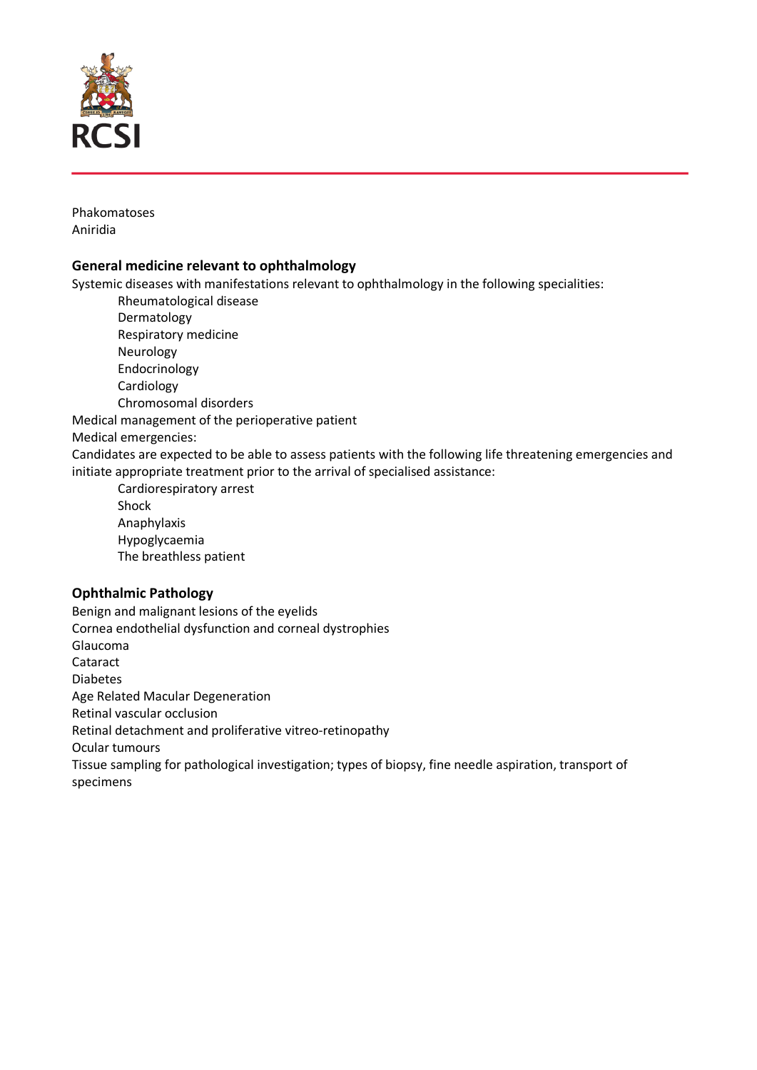Phakomatoses
Aniridia

### General medicine relevant to ophthalmology

Systemic diseases with manifestations relevant to ophthalmology in the following specialities:

- Rheumatological disease
- Dermatology
- Respiratory medicine
- Neurology
- Endocrinology
- Cardiology
- Chromosomal disorders

Medical management of the perioperative patient
Medical emergencies:
Candidates are expected to be able to assess patients with the following life threatening emergencies and initiate appropriate treatment prior to the arrival of specialised assistance:

- Cardiorespiratory arrest
- Shock
- Anaphylaxis
- Hypoglycaemia
- The breathless patient

### Ophthalmic Pathology

Benign and malignant lesions of the eyelids
Cornea endothelial dysfunction and corneal dystrophies
Glaucoma
Cataract
Diabetes
Age Related Macular Degeneration
Retinal vascular occlusion
Retinal detachment and proliferative vitreo-retinopathy
Ocular tumours
Tissue sampling for pathological investigation; types of biopsy, fine needle aspiration, transport of specimens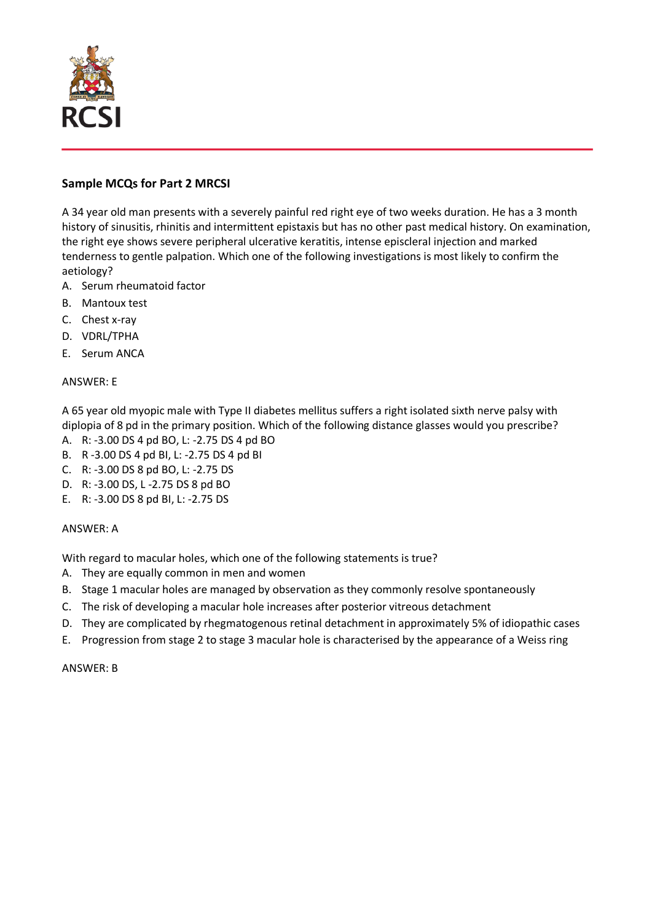RCSI

**Sample MCQs for Part 2 MRCSI**

A 34 year old man presents with a severely painful red right eye of two weeks duration. He has a 3 month history of sinusitis, rhinitis and intermittent epistaxis but has no other past medical history. On examination, the right eye shows severe peripheral ulcerative keratitis, intense episcleral injection and marked tenderness to gentle palpation. Which one of the following investigations is most likely to confirm the aetiology?

A. Serum rheumatoid factor
B. Mantoux test
C. Chest x-ray
D. VDRL/TPHA
E. Serum ANCA

ANSWER: E

A 65 year old myopic male with Type II diabetes mellitus suffers a right isolated sixth nerve palsy with diplopia of 8 pd in the primary position. Which of the following distance glasses would you prescribe?

A. R: -3.00 DS 4 pd BO, L: -2.75 DS 4 pd BO
B. R -3.00 DS 4 pd BI, L: -2.75 DS 4 pd BI
C. R: -3.00 DS 8 pd BO, L: -2.75 DS
D. R: -3.00 DS, L -2.75 DS 8 pd BO
E. R: -3.00 DS 8 pd BI, L: -2.75 DS

ANSWER: A

With regard to macular holes, which one of the following statements is true?

A. They are equally common in men and women
B. Stage 1 macular holes are managed by observation as they commonly resolve spontaneously
C. The risk of developing a macular hole increases after posterior vitreous detachment
D. They are complicated by rhegmatogenous retinal detachment in approximately 5% of idiopathic cases
E. Progression from stage 2 to stage 3 macular hole is characterised by the appearance of a Weiss ring

ANSWER: B